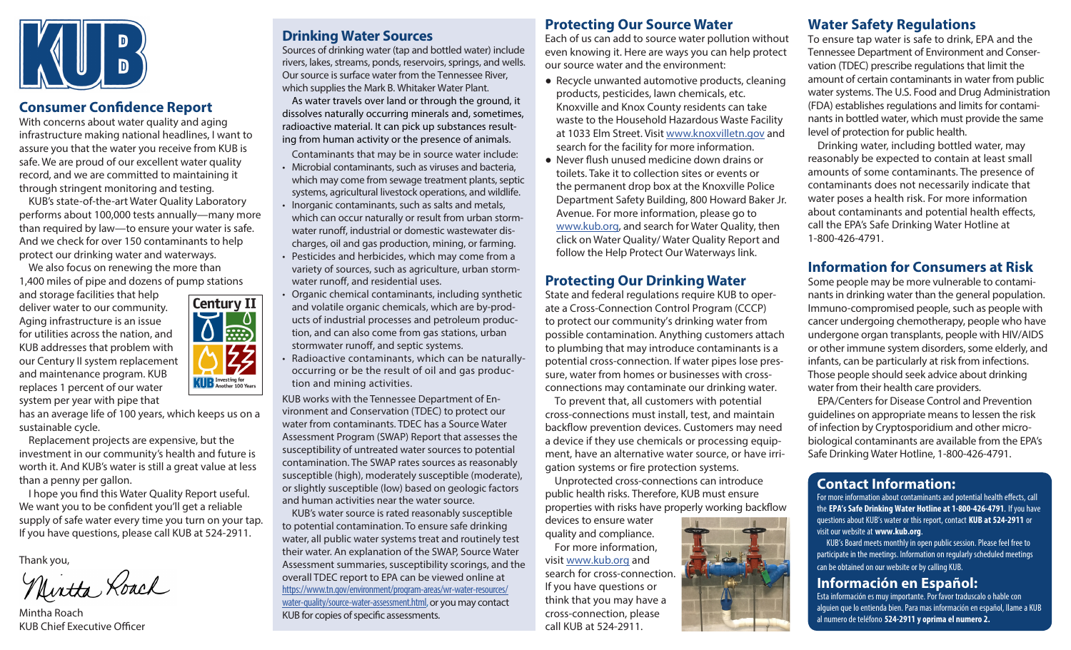## Consumer Confidence Report

With concerns about water quality and aging infrastructure making national headlines, I want to assure you that the water you receive from KUB is safe. We are proud of our excellent water quality record, and we are committed to maintaining it through stringent monitoring and testing.

KUB's state-of-the-art Water Quality Laboratory performs about 100,000 tests annually—many more than required by law—to ensure your water is safe. And we check for over 150 contaminants to help protect our drinking water and waterways.

We also focus on renewing the more than 1,400 miles of pipe and dozens of pump stations and storage facilities that help deliver water to our community. Aging infrastructure is an issue for utilities across the nation, and KUB addresses that problem with our Century II system replacement and maintenance program. KUB replaces 1 percent of our water system per year with pipe that has an average life of 100 years, which keeps us on a sustainable cycle.

Replacement projects are expensive, but the investment in our community's health and future is worth it. And KUB's water is still a great value at less than a penny per gallon.

I hope you find this Water Quality Report useful. We want you to be confident you'll get a reliable supply of safe water every time you turn on your tap. If you have questions, please call KUB at 524-2911.

Thank you,

Mintha Roach
KUB Chief Executive Officer

## Drinking Water Sources

Sources of drinking water (tap and bottled water) include rivers, lakes, streams, ponds, reservoirs, springs, and wells. Our source is surface water from the Tennessee River, which supplies the Mark B. Whitaker Water Plant.

As water travels over land or through the ground, it dissolves naturally occurring minerals and, sometimes, radioactive material. It can pick up substances resulting from human activity or the presence of animals.

Contaminants that may be in source water include:

- Microbial contaminants, such as viruses and bacteria, which may come from sewage treatment plants, septic systems, agricultural livestock operations, and wildlife.
- Inorganic contaminants, such as salts and metals, which can occur naturally or result from urban stormwater runoff, industrial or domestic wastewater discharges, oil and gas production, mining, or farming.
- Pesticides and herbicides, which may come from a variety of sources, such as agriculture, urban stormwater runoff, and residential uses.
- Organic chemical contaminants, including synthetic and volatile organic chemicals, which are by-products of industrial processes and petroleum production, and can also come from gas stations, urban stormwater runoff, and septic systems.
- Radioactive contaminants, which can be naturally-occurring or be the result of oil and gas production and mining activities.

KUB works with the Tennessee Department of Environment and Conservation (TDEC) to protect our water from contaminants. TDEC has a Source Water Assessment Program (SWAP) Report that assesses the susceptibility of untreated water sources to potential contamination. The SWAP rates sources as reasonably susceptible (high), moderately susceptible (moderate), or slightly susceptible (low) based on geologic factors and human activities near the water source.

KUB's water source is rated reasonably susceptible to potential contamination. To ensure safe drinking water, all public water systems treat and routinely test their water. An explanation of the SWAP, Source Water Assessment summaries, susceptibility scorings, and the overall TDEC report to EPA can be viewed online at https://www.tn.gov/environment/program-areas/wr-water-resources/water-quality/source-water-assessment.html, or you may contact KUB for copies of specific assessments.

## Protecting Our Source Water

Each of us can add to source water pollution without even knowing it. Here are ways you can help protect our source water and the environment:

- Recycle unwanted automotive products, cleaning products, pesticides, lawn chemicals, etc. Knoxville and Knox County residents can take waste to the Household Hazardous Waste Facility at 1033 Elm Street. Visit www.knoxvilletn.gov and search for the facility for more information.
- Never flush unused medicine down drains or toilets. Take it to collection sites or events or the permanent drop box at the Knoxville Police Department Safety Building, 800 Howard Baker Jr. Avenue. For more information, please go to www.kub.org, and search for Water Quality, then click on Water Quality/ Water Quality Report and follow the Help Protect Our Waterways link.

## Protecting Our Drinking Water

State and federal regulations require KUB to operate a Cross-Connection Control Program (CCCP) to protect our community's drinking water from possible contamination. Anything customers attach to plumbing that may introduce contaminants is a potential cross-connection. If water pipes lose pressure, water from homes or businesses with cross-connections may contaminate our drinking water.

To prevent that, all customers with potential cross-connections must install, test, and maintain backflow prevention devices. Customers may need a device if they use chemicals or processing equipment, have an alternative water source, or have irrigation systems or fire protection systems.

Unprotected cross-connections can introduce public health risks. Therefore, KUB must ensure properties with risks have properly working backflow devices to ensure water quality and compliance.

For more information, visit www.kub.org and search for cross-connection. If you have questions or think that you may have a cross-connection, please call KUB at 524-2911.

## Water Safety Regulations

To ensure tap water is safe to drink, EPA and the Tennessee Department of Environment and Conservation (TDEC) prescribe regulations that limit the amount of certain contaminants in water from public water systems. The U.S. Food and Drug Administration (FDA) establishes regulations and limits for contaminants in bottled water, which must provide the same level of protection for public health.

Drinking water, including bottled water, may reasonably be expected to contain at least small amounts of some contaminants. The presence of contaminants does not necessarily indicate that water poses a health risk. For more information about contaminants and potential health effects, call the EPA's Safe Drinking Water Hotline at 1-800-426-4791.

## Information for Consumers at Risk

Some people may be more vulnerable to contaminants in drinking water than the general population. Immuno-compromised people, such as people with cancer undergoing chemotherapy, people who have undergone organ transplants, people with HIV/AIDS or other immune system disorders, some elderly, and infants, can be particularly at risk from infections. Those people should seek advice about drinking water from their health care providers.

EPA/Centers for Disease Control and Prevention guidelines on appropriate means to lessen the risk of infection by Cryptosporidium and other microbiological contaminants are available from the EPA's Safe Drinking Water Hotline, 1-800-426-4791.

## Contact Information:

For more information about contaminants and potential health effects, call the **EPA's Safe Drinking Water Hotline at 1-800-426-4791**. If you have questions about KUB's water or this report, contact **KUB at 524-2911** or visit our website at **www.kub.org**.

KUB's Board meets monthly in open public session. Please feel free to participate in the meetings. Information on regularly scheduled meetings can be obtained on our website or by calling KUB.

## Información en Español:

Esta información es muy importante. Por favor traduscalo o hable con alguien que lo entienda bien. Para mas información en español, llame a KUB al numero de teléfono **524-2911 y oprima el numero 2.**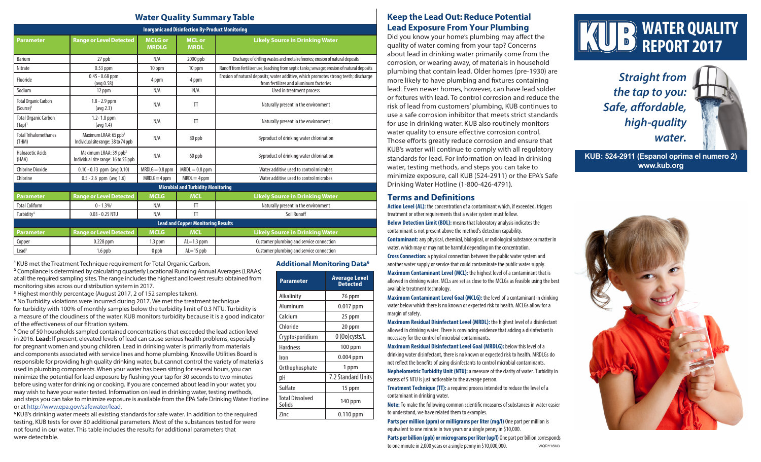## Water Quality Summary Table

| Parameter | Range or Level Detected | MCLG or MRDLG | MCL or MRDL | Likely Source in Drinking Water |
|---|---|---|---|---|
| **Inorganic and Disinfection By-Product Monitoring** | | | | |
| Barium | 27 ppb | N/A | 2000 ppb | Discharge of drilling wastes and metal refineries; erosion of natural deposits |
| Nitrate | 0.53 ppm | 10 ppm | 10 ppm | Runoff from fertilizer use; leaching from septic tanks; sewage; erosion of natural deposits |
| Fluoride | 0.45 - 0.68 ppm (avg.0.58) | 4 ppm | 4 ppm | Erosion of natural deposits; water additive, which promotes strong teeth; discharge from fertilizer and aluminum factories |
| Sodium | 12 ppm | N/A | N/A | Used in treatment process |
| Total Organic Carbon (Source)[1] | 1.8 - 2.9 ppm (avg 2.3) | N/A | TT | Naturally present in the environment |
| Total Organic Carbon (Tap)[1] | 1.2- 1.8 ppm (avg 1.4) | N/A | TT | Naturally present in the environment |
| Total Trihalomethanes (THM) | Maximum LRAA: 65 ppb[2] Individual site range: 38 to 74 ppb | N/A | 80 ppb | Byproduct of drinking water chlorination |
| Haloacetic Acids (HAA) | Maximum LRAA: 39 ppb[2] Individual site range: 16 to 55 ppb | N/A | 60 ppb | Byproduct of drinking water chlorination |
| Chlorine Dioxide | 0.10 - 0.13 ppm (avg 0.10) | MRDLG = 0.8 ppm | MRDL = 0.8 ppm | Water additive used to control microbes |
| Chlorine | 0.5 - 2.6 ppm (avg 1.6) | MRDLG = 4 ppm | MRDL = 4 ppm | Water additive used to control microbes |
| **Microbial and Turbidity Monitoring** | | | | |
| **Parameter** | **Range or Level Detected** | **MCLG** | **MCL** | **Likely Source in Drinking Water** |
| Total Coliform | 0 - 1.3%[3] | N/A | TT | Naturally present in the environment |
| Turbidity[4] | 0.03 - 0.25 NTU | N/A | TT | Soil Runoff |
| **Lead and Copper Monitoring Results** | | | | |
| **Parameter** | **Range or Level Detected** | **MCLG** | **MCL** | **Likely Source in Drinking Water** |
| Copper | 0.228 ppm | 1.3 ppm | AL=1.3 ppm | Customer plumbing and service connection |
| Lead[5] | 1.6 ppb | 0 ppb | AL=15 ppb | Customer plumbing and service connection |

[1] KUB met the Treatment Technique requirement for Total Organic Carbon.

[2] Compliance is determined by calculating quarterly Locational Running Annual Averages (LRAAs) at all the required sampling sites. The range includes the highest and lowest results obtained from monitoring sites across our distribution system in 2017.

[3] Highest monthly percentage (August 2017, 2 of 152 samples taken).

[4] No Turbidity violations were incurred during 2017. We met the treatment technique for turbidity with 100% of monthly samples below the turbidity limit of 0.3 NTU. Turbidity is a measure of the cloudiness of the water. KUB monitors turbidity because it is a good indicator of the effectiveness of our filtration system.

[5] One of 50 households sampled contained concentrations that exceeded the lead action level in 2016. **Lead:** If present, elevated levels of lead can cause serious health problems, especially for pregnant women and young children. Lead in drinking water is primarily from materials and components associated with service lines and home plumbing. Knoxville Utilities Board is responsible for providing high quality drinking water, but cannot control the variety of materials used in plumbing components. When your water has been sitting for several hours, you can minimize the potential for lead exposure by flushing your tap for 30 seconds to two minutes before using water for drinking or cooking. If you are concerned about lead in your water, you may wish to have your water tested. Information on lead in drinking water, testing methods, and steps you can take to minimize exposure is available from the EPA Safe Drinking Water Hotline or at http://www.epa.gov/safewater/lead.

[6] KUB's drinking water meets all existing standards for safe water. In addition to the required testing, KUB tests for over 80 additional parameters. Most of the substances tested for were not found in our water. This table includes the results for additional parameters that were detectable.

### Additional Monitoring Data[6]

| Parameter | Average Level Detected |
|---|---|
| Alkalinity | 76 ppm |
| Aluminum | 0.017 ppm |
| Calcium | 25 ppm |
| Chloride | 20 ppm |
| Cryptosporidium | 0 (Oo)cysts/L |
| Hardness | 100 ppm |
| Iron | 0.004 ppm |
| Orthophosphate | 1 ppm |
| pH | 7.2 Standard Units |
| Sulfate | 15 ppm |
| Total Dissolved Solids | 140 ppm |
| Zinc | 0.110 ppm |

## Keep the Lead Out: Reduce Potential Lead Exposure From Your Plumbing

Did you know your home's plumbing may affect the quality of water coming from your tap? Concerns about lead in drinking water primarily come from the corrosion, or wearing away, of materials in household plumbing that contain lead. Older homes (pre-1930) are more likely to have plumbing and fixtures containing lead. Even newer homes, however, can have lead solder or fixtures with lead. To control corrosion and reduce the risk of lead from customers' plumbing, KUB continues to use a safe corrosion inhibitor that meets strict standards for use in drinking water. KUB also routinely monitors water quality to ensure effective corrosion control. Those efforts greatly reduce corrosion and ensure that KUB's water will continue to comply with all regulatory standards for lead. For information on lead in drinking water, testing methods, and steps you can take to minimize exposure, call KUB (524-2911) or the EPA's Safe Drinking Water Hotline (1-800-426-4791).

## Terms and Definitions

**Action Level (AL):** the concentration of a contaminant which, if exceeded, triggers treatment or other requirements that a water system must follow.

**Below Detection Limit (BDL):** means that laboratory analysis indicates the contaminant is not present above the method's detection capability.

**Contaminant:** any physical, chemical, biological, or radiological substance or matter in water, which may or may not be harmful depending on the concentration.

**Cross Connection:** a physical connection between the public water system and another water supply or service that could contaminate the public water supply.

**Maximum Contaminant Level (MCL):** the highest level of a contaminant that is allowed in drinking water. MCLs are set as close to the MCLGs as feasible using the best available treatment technology.

**Maximum Contaminant Level Goal (MCLG):** the level of a contaminant in drinking water below which there is no known or expected risk to health. MCLGs allow for a margin of safety.

**Maximum Residual Disinfectant Level (MRDL):** the highest level of a disinfectant allowed in drinking water. There is convincing evidence that adding a disinfectant is necessary for the control of microbial contaminants.

**Maximum Residual Disinfectant Level Goal (MRDLG):** below this level of a drinking water disinfectant, there is no known or expected risk to health. MRDLGs do not reflect the benefits of using disinfectants to control microbial contaminants.

**Nephelometric Turbidity Unit (NTU):** a measure of the clarity of water. Turbidity in excess of 5 NTU is just noticeable to the average person.

**Treatment Technique (TT):** a required process intended to reduce the level of a contaminant in drinking water.

**Note:** To make the following common scientific measures of substances in water easier to understand, we have related them to examples.

**Parts per million (ppm) or milligrams per liter (mg/l)** One part per million is equivalent to one minute in two years or a single penny in $10,000.

**Parts per billion (ppb) or micrograms per liter (ug/l)** One part per billion corresponds to one minute in 2,000 years or a single penny in $10,000,000.

WQRY18M3

# KUB WATER QUALITY REPORT 2017

***Straight from the tap to you: Safe, affordable, high-quality water.***

**KUB: 524-2911 (Espanol oprima el numero 2)**
**www.kub.org**